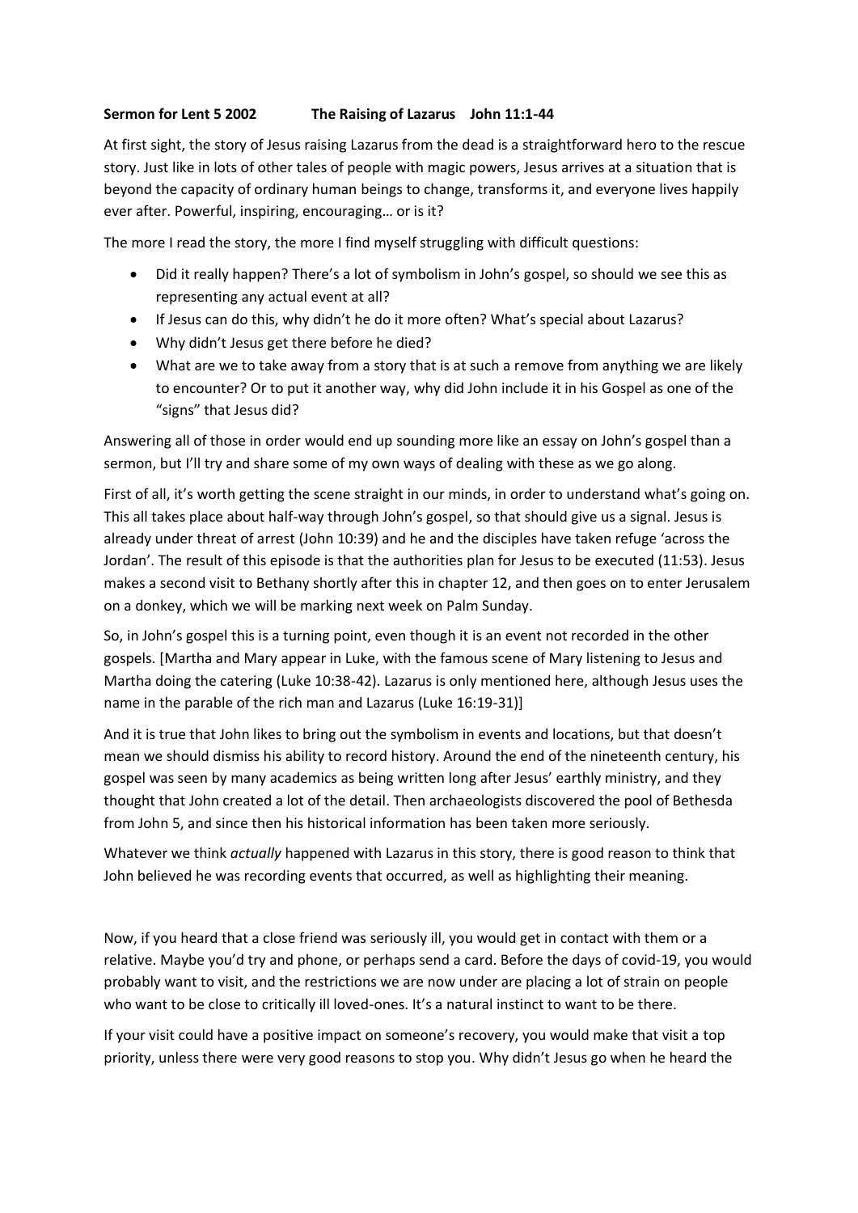**Sermon for Lent 5 2002 The Raising of Lazarus John 11:1-44**

At first sight, the story of Jesus raising Lazarus from the dead is a straightforward hero to the rescue story. Just like in lots of other tales of people with magic powers, Jesus arrives at a situation that is beyond the capacity of ordinary human beings to change, transforms it, and everyone lives happily ever after. Powerful, inspiring, encouraging… or is it?

The more I read the story, the more I find myself struggling with difficult questions:

- Did it really happen? There's a lot of symbolism in John's gospel, so should we see this as representing any actual event at all?
- If Jesus can do this, why didn't he do it more often? What's special about Lazarus?
- Why didn't Jesus get there before he died?
- What are we to take away from a story that is at such a remove from anything we are likely to encounter? Or to put it another way, why did John include it in his Gospel as one of the "signs" that Jesus did?

Answering all of those in order would end up sounding more like an essay on John's gospel than a sermon, but I'll try and share some of my own ways of dealing with these as we go along.

First of all, it's worth getting the scene straight in our minds, in order to understand what's going on. This all takes place about half-way through John's gospel, so that should give us a signal. Jesus is already under threat of arrest (John 10:39) and he and the disciples have taken refuge 'across the Jordan'. The result of this episode is that the authorities plan for Jesus to be executed (11:53). Jesus makes a second visit to Bethany shortly after this in chapter 12, and then goes on to enter Jerusalem on a donkey, which we will be marking next week on Palm Sunday.

So, in John's gospel this is a turning point, even though it is an event not recorded in the other gospels. [Martha and Mary appear in Luke, with the famous scene of Mary listening to Jesus and Martha doing the catering (Luke 10:38-42). Lazarus is only mentioned here, although Jesus uses the name in the parable of the rich man and Lazarus (Luke 16:19-31)]

And it is true that John likes to bring out the symbolism in events and locations, but that doesn't mean we should dismiss his ability to record history. Around the end of the nineteenth century, his gospel was seen by many academics as being written long after Jesus' earthly ministry, and they thought that John created a lot of the detail. Then archaeologists discovered the pool of Bethesda from John 5, and since then his historical information has been taken more seriously.

Whatever we think *actually* happened with Lazarus in this story, there is good reason to think that John believed he was recording events that occurred, as well as highlighting their meaning.

Now, if you heard that a close friend was seriously ill, you would get in contact with them or a relative. Maybe you'd try and phone, or perhaps send a card. Before the days of covid-19, you would probably want to visit, and the restrictions we are now under are placing a lot of strain on people who want to be close to critically ill loved-ones. It's a natural instinct to want to be there.

If your visit could have a positive impact on someone's recovery, you would make that visit a top priority, unless there were very good reasons to stop you. Why didn't Jesus go when he heard the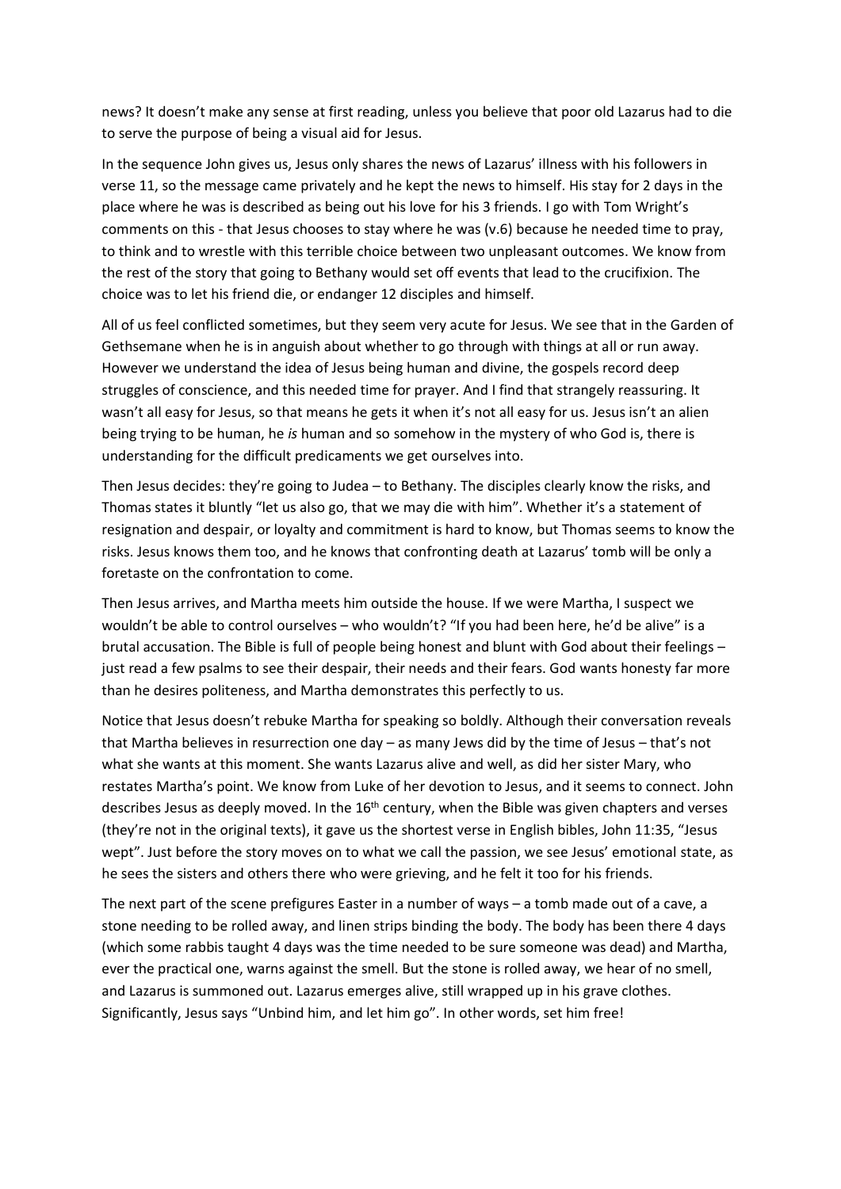news? It doesn't make any sense at first reading, unless you believe that poor old Lazarus had to die to serve the purpose of being a visual aid for Jesus.

In the sequence John gives us, Jesus only shares the news of Lazarus' illness with his followers in verse 11, so the message came privately and he kept the news to himself. His stay for 2 days in the place where he was is described as being out his love for his 3 friends. I go with Tom Wright's comments on this - that Jesus chooses to stay where he was (v.6) because he needed time to pray, to think and to wrestle with this terrible choice between two unpleasant outcomes. We know from the rest of the story that going to Bethany would set off events that lead to the crucifixion. The choice was to let his friend die, or endanger 12 disciples and himself.

All of us feel conflicted sometimes, but they seem very acute for Jesus. We see that in the Garden of Gethsemane when he is in anguish about whether to go through with things at all or run away. However we understand the idea of Jesus being human and divine, the gospels record deep struggles of conscience, and this needed time for prayer. And I find that strangely reassuring. It wasn't all easy for Jesus, so that means he gets it when it's not all easy for us. Jesus isn't an alien being trying to be human, he *is* human and so somehow in the mystery of who God is, there is understanding for the difficult predicaments we get ourselves into.

Then Jesus decides: they're going to Judea – to Bethany. The disciples clearly know the risks, and Thomas states it bluntly "let us also go, that we may die with him". Whether it's a statement of resignation and despair, or loyalty and commitment is hard to know, but Thomas seems to know the risks. Jesus knows them too, and he knows that confronting death at Lazarus' tomb will be only a foretaste on the confrontation to come.

Then Jesus arrives, and Martha meets him outside the house. If we were Martha, I suspect we wouldn't be able to control ourselves – who wouldn't? "If you had been here, he'd be alive" is a brutal accusation. The Bible is full of people being honest and blunt with God about their feelings – just read a few psalms to see their despair, their needs and their fears. God wants honesty far more than he desires politeness, and Martha demonstrates this perfectly to us.

Notice that Jesus doesn't rebuke Martha for speaking so boldly. Although their conversation reveals that Martha believes in resurrection one day – as many Jews did by the time of Jesus – that's not what she wants at this moment. She wants Lazarus alive and well, as did her sister Mary, who restates Martha's point. We know from Luke of her devotion to Jesus, and it seems to connect. John describes Jesus as deeply moved. In the 16th century, when the Bible was given chapters and verses (they're not in the original texts), it gave us the shortest verse in English bibles, John 11:35, "Jesus wept". Just before the story moves on to what we call the passion, we see Jesus' emotional state, as he sees the sisters and others there who were grieving, and he felt it too for his friends.

The next part of the scene prefigures Easter in a number of ways – a tomb made out of a cave, a stone needing to be rolled away, and linen strips binding the body. The body has been there 4 days (which some rabbis taught 4 days was the time needed to be sure someone was dead) and Martha, ever the practical one, warns against the smell. But the stone is rolled away, we hear of no smell, and Lazarus is summoned out. Lazarus emerges alive, still wrapped up in his grave clothes. Significantly, Jesus says "Unbind him, and let him go". In other words, set him free!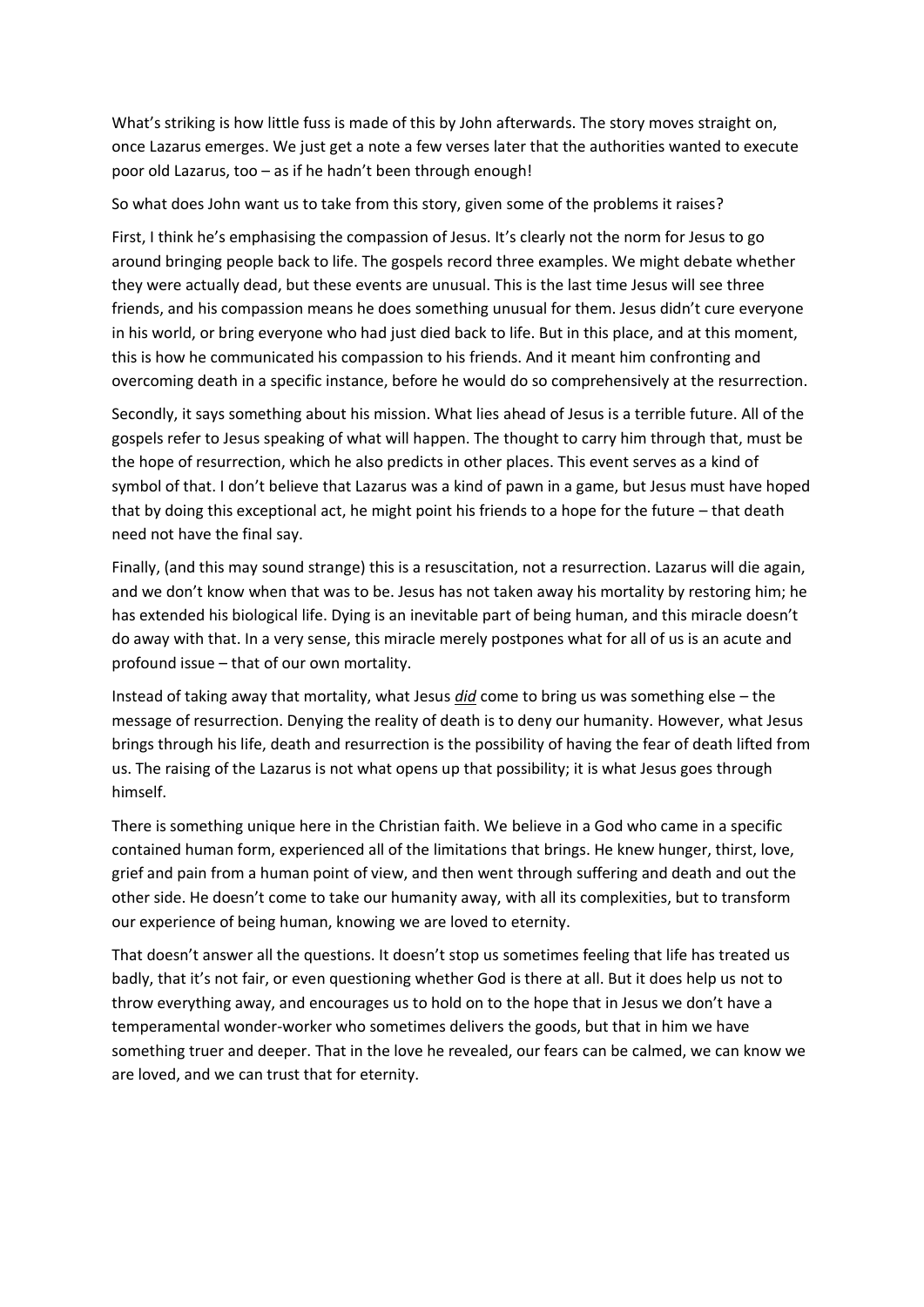What's striking is how little fuss is made of this by John afterwards. The story moves straight on, once Lazarus emerges. We just get a note a few verses later that the authorities wanted to execute poor old Lazarus, too – as if he hadn't been through enough!

So what does John want us to take from this story, given some of the problems it raises?

First, I think he's emphasising the compassion of Jesus. It's clearly not the norm for Jesus to go around bringing people back to life. The gospels record three examples. We might debate whether they were actually dead, but these events are unusual. This is the last time Jesus will see three friends, and his compassion means he does something unusual for them. Jesus didn't cure everyone in his world, or bring everyone who had just died back to life. But in this place, and at this moment, this is how he communicated his compassion to his friends. And it meant him confronting and overcoming death in a specific instance, before he would do so comprehensively at the resurrection.

Secondly, it says something about his mission. What lies ahead of Jesus is a terrible future. All of the gospels refer to Jesus speaking of what will happen. The thought to carry him through that, must be the hope of resurrection, which he also predicts in other places. This event serves as a kind of symbol of that. I don't believe that Lazarus was a kind of pawn in a game, but Jesus must have hoped that by doing this exceptional act, he might point his friends to a hope for the future – that death need not have the final say.

Finally, (and this may sound strange) this is a resuscitation, not a resurrection. Lazarus will die again, and we don't know when that was to be. Jesus has not taken away his mortality by restoring him; he has extended his biological life. Dying is an inevitable part of being human, and this miracle doesn't do away with that. In a very sense, this miracle merely postpones what for all of us is an acute and profound issue – that of our own mortality.

Instead of taking away that mortality, what Jesus ***did*** come to bring us was something else – the message of resurrection. Denying the reality of death is to deny our humanity. However, what Jesus brings through his life, death and resurrection is the possibility of having the fear of death lifted from us. The raising of the Lazarus is not what opens up that possibility; it is what Jesus goes through himself.

There is something unique here in the Christian faith. We believe in a God who came in a specific contained human form, experienced all of the limitations that brings. He knew hunger, thirst, love, grief and pain from a human point of view, and then went through suffering and death and out the other side. He doesn't come to take our humanity away, with all its complexities, but to transform our experience of being human, knowing we are loved to eternity.

That doesn't answer all the questions. It doesn't stop us sometimes feeling that life has treated us badly, that it's not fair, or even questioning whether God is there at all. But it does help us not to throw everything away, and encourages us to hold on to the hope that in Jesus we don't have a temperamental wonder-worker who sometimes delivers the goods, but that in him we have something truer and deeper. That in the love he revealed, our fears can be calmed, we can know we are loved, and we can trust that for eternity.